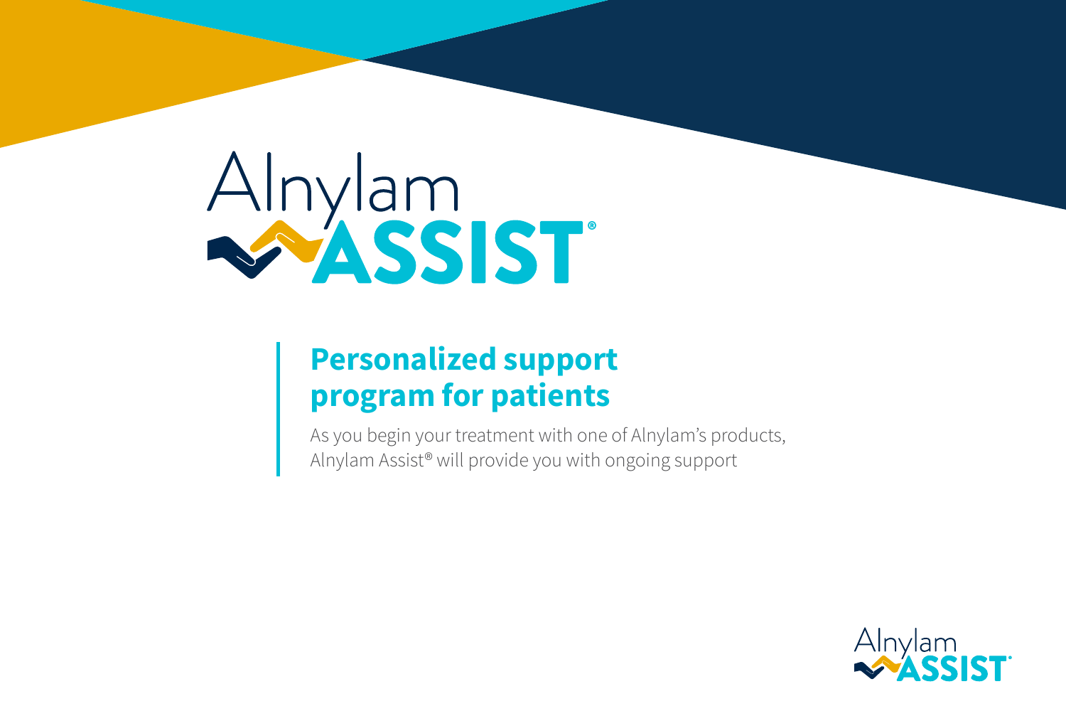# Alnylam ASSIST®

## Personalized support program for patients

As you begin your treatment with one of Alnylam's products, Alnylam Assist® will provide you with ongoing support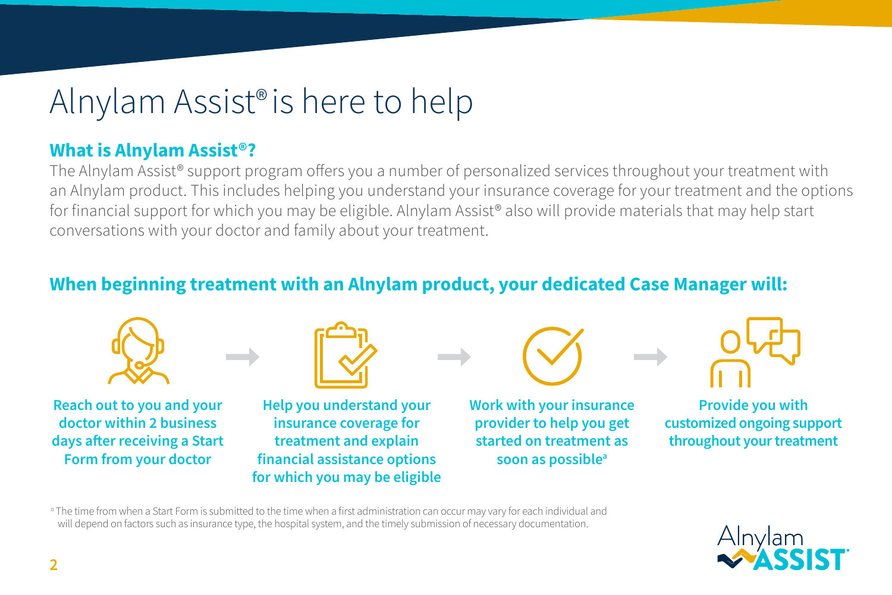# Alnylam Assist® is here to help

## What is Alnylam Assist®?

The Alnylam Assist® support program offers you a number of personalized services throughout your treatment with an Alnylam product. This includes helping you understand your insurance coverage for your treatment and the options for financial support for which you may be eligible. Alnylam Assist® also will provide materials that may help start conversations with your doctor and family about your treatment.

## When beginning treatment with an Alnylam product, your dedicated Case Manager will:

1. **Reach out to you and your doctor within 2 business days after receiving a Start Form from your doctor**
2. **Help you understand your insurance coverage for treatment and explain financial assistance options for which you may be eligible**
3. **Work with your insurance provider to help you get started on treatment as soon as possible[a]**
4. **Provide you with customized ongoing support throughout your treatment**

[a] The time from when a Start Form is submitted to the time when a first administration can occur may vary for each individual and will depend on factors such as insurance type, the hospital system, and the timely submission of necessary documentation.

Alnylam ASSIST®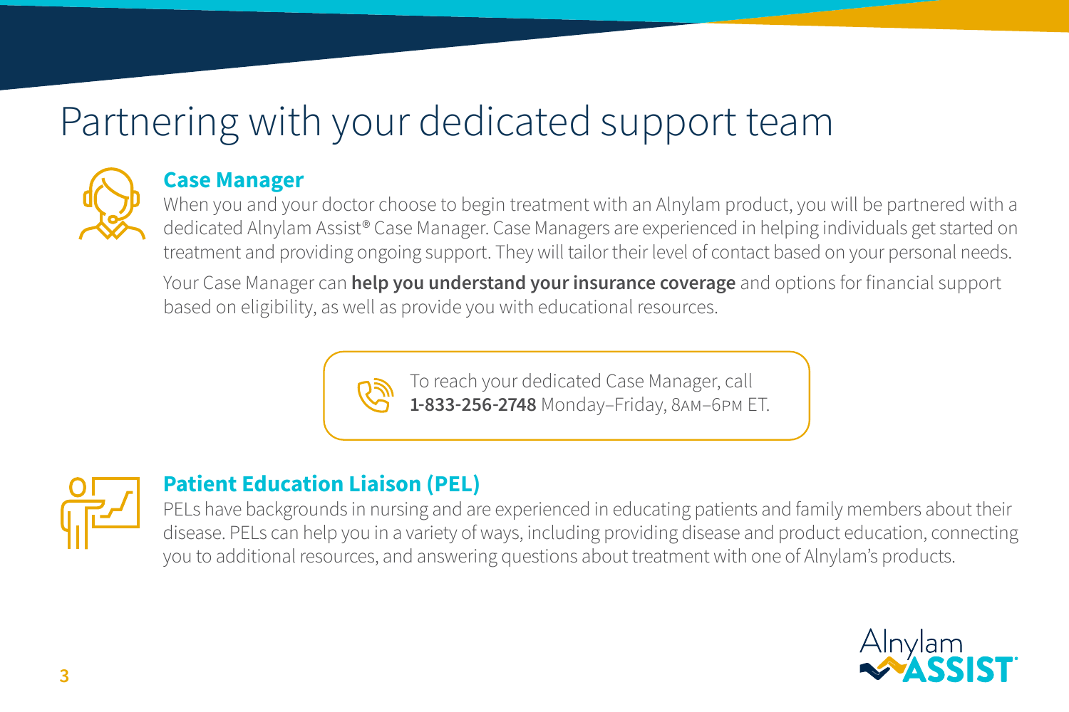# Partnering with your dedicated support team

## Case Manager

When you and your doctor choose to begin treatment with an Alnylam product, you will be partnered with a dedicated Alnylam Assist® Case Manager. Case Managers are experienced in helping individuals get started on treatment and providing ongoing support. They will tailor their level of contact based on your personal needs.

Your Case Manager can **help you understand your insurance coverage** and options for financial support based on eligibility, as well as provide you with educational resources.

To reach your dedicated Case Manager, call **1-833-256-2748** Monday–Friday, 8AM–6PM ET.

## Patient Education Liaison (PEL)

PELs have backgrounds in nursing and are experienced in educating patients and family members about their disease. PELs can help you in a variety of ways, including providing disease and product education, connecting you to additional resources, and answering questions about treatment with one of Alnylam's products.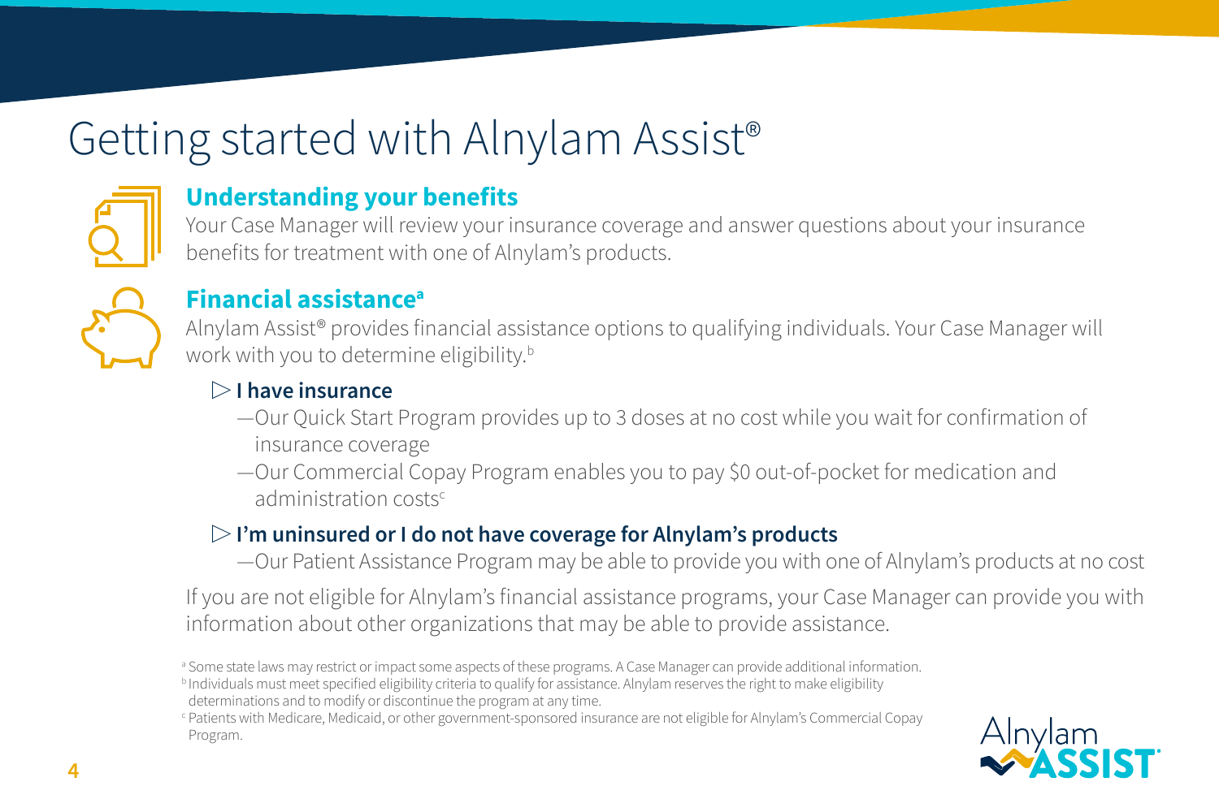# Getting started with Alnylam Assist®

## Understanding your benefits

Your Case Manager will review your insurance coverage and answer questions about your insurance benefits for treatment with one of Alnylam's products.

## Financial assistance[a]

Alnylam Assist® provides financial assistance options to qualifying individuals. Your Case Manager will work with you to determine eligibility.[b]

### ▷ I have insurance

- —Our Quick Start Program provides up to 3 doses at no cost while you wait for confirmation of insurance coverage
- —Our Commercial Copay Program enables you to pay $0 out-of-pocket for medication and administration costs[c]

### ▷ I'm uninsured or I do not have coverage for Alnylam's products

- —Our Patient Assistance Program may be able to provide you with one of Alnylam's products at no cost

If you are not eligible for Alnylam's financial assistance programs, your Case Manager can provide you with information about other organizations that may be able to provide assistance.

[a] Some state laws may restrict or impact some aspects of these programs. A Case Manager can provide additional information.
[b] Individuals must meet specified eligibility criteria to qualify for assistance. Alnylam reserves the right to make eligibility determinations and to modify or discontinue the program at any time.
[c] Patients with Medicare, Medicaid, or other government-sponsored insurance are not eligible for Alnylam's Commercial Copay Program.

Alnylam ASSIST®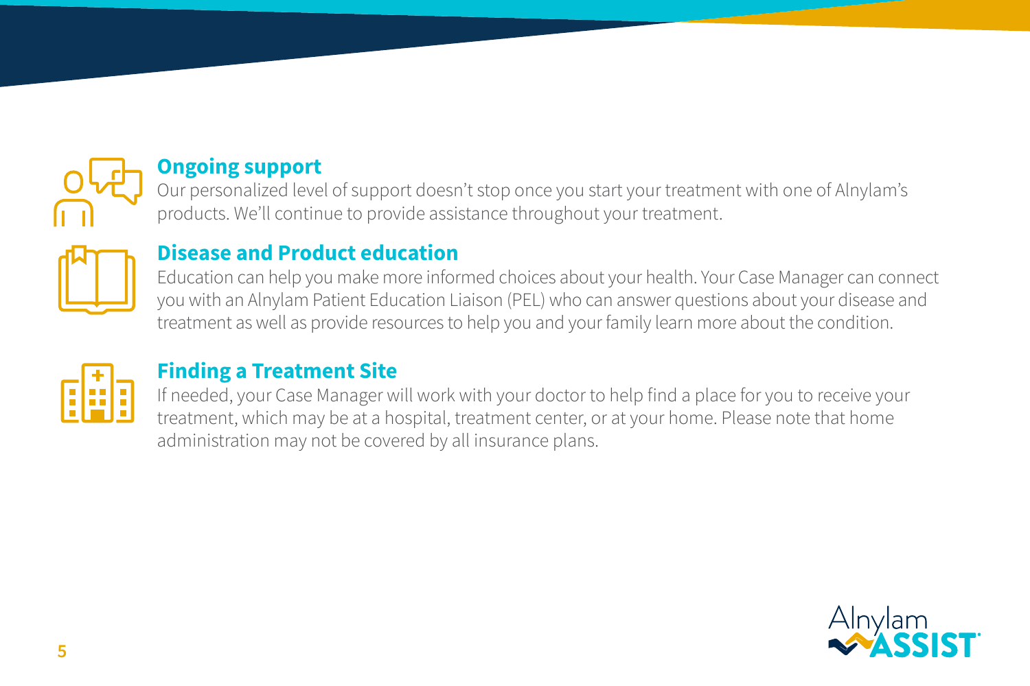## Ongoing support

Our personalized level of support doesn't stop once you start your treatment with one of Alnylam's products. We'll continue to provide assistance throughout your treatment.

## Disease and Product education

Education can help you make more informed choices about your health. Your Case Manager can connect you with an Alnylam Patient Education Liaison (PEL) who can answer questions about your disease and treatment as well as provide resources to help you and your family learn more about the condition.

## Finding a Treatment Site

If needed, your Case Manager will work with your doctor to help find a place for you to receive your treatment, which may be at a hospital, treatment center, or at your home. Please note that home administration may not be covered by all insurance plans.

Alnylam ASSIST®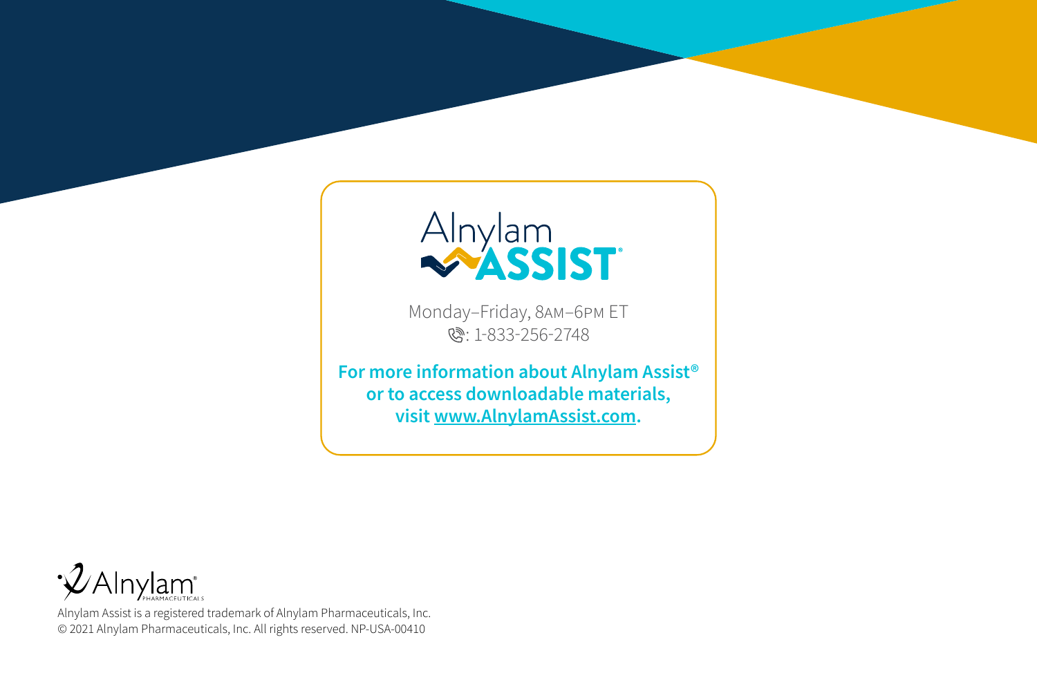Alnylam ASSIST®

Monday–Friday, 8AM–6PM ET

: 1-833-256-2748

**For more information about Alnylam Assist® or to access downloadable materials, visit www.AlnylamAssist.com.**

Alnylam® PHARMACEUTICALS

Alnylam Assist is a registered trademark of Alnylam Pharmaceuticals, Inc.
© 2021 Alnylam Pharmaceuticals, Inc. All rights reserved. NP-USA-00410